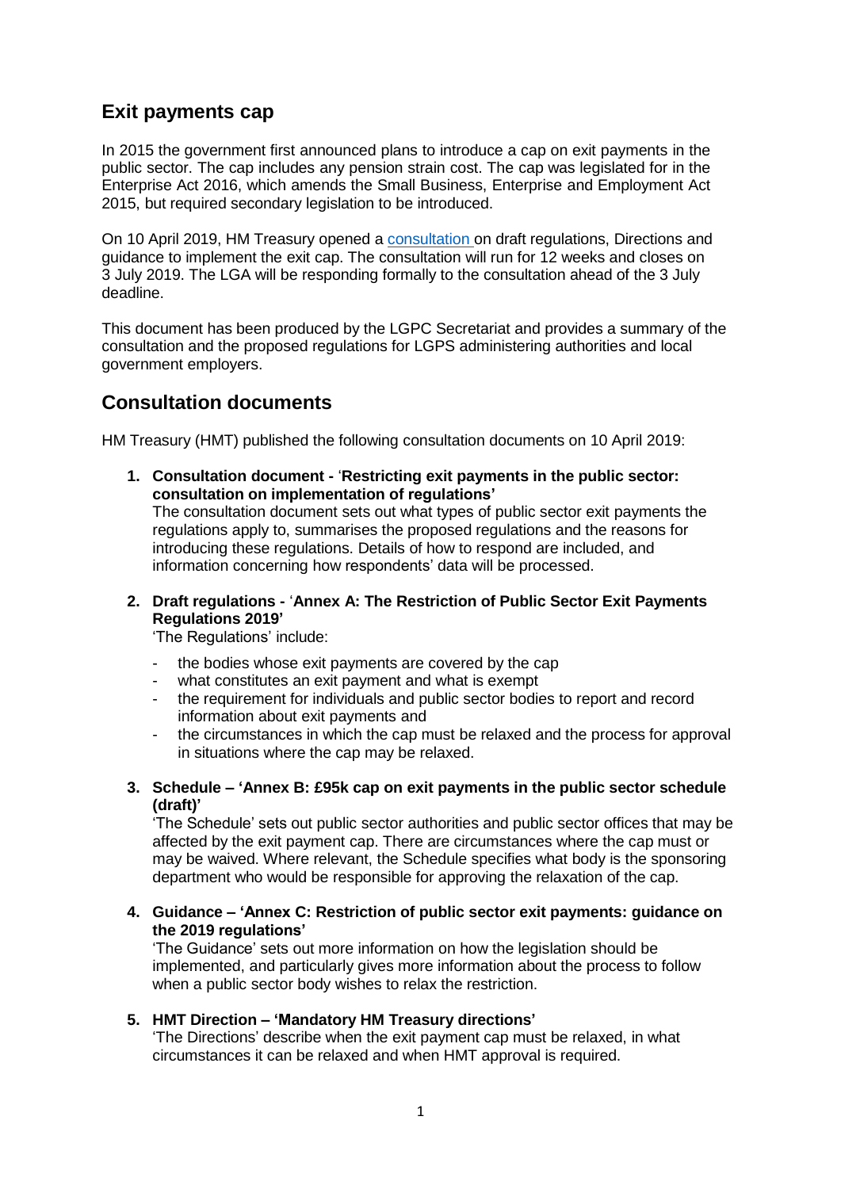## Exit payments cap

In 2015 the government first announced plans to introduce a cap on exit payments in the public sector. The cap includes any pension strain cost. The cap was legislated for in the Enterprise Act 2016, which amends the Small Business, Enterprise and Employment Act 2015, but required secondary legislation to be introduced.

On 10 April 2019, HM Treasury opened a consultation on draft regulations, Directions and guidance to implement the exit cap. The consultation will run for 12 weeks and closes on 3 July 2019. The LGA will be responding formally to the consultation ahead of the 3 July deadline.

This document has been produced by the LGPC Secretariat and provides a summary of the consultation and the proposed regulations for LGPS administering authorities and local government employers.

## Consultation documents

HM Treasury (HMT) published the following consultation documents on 10 April 2019:

1. **Consultation document -** '**Restricting exit payments in the public sector: consultation on implementation of regulations'**
   The consultation document sets out what types of public sector exit payments the regulations apply to, summarises the proposed regulations and the reasons for introducing these regulations. Details of how to respond are included, and information concerning how respondents' data will be processed.

2. **Draft regulations -** '**Annex A: The Restriction of Public Sector Exit Payments Regulations 2019'**
   'The Regulations' include:
   - the bodies whose exit payments are covered by the cap
   - what constitutes an exit payment and what is exempt
   - the requirement for individuals and public sector bodies to report and record information about exit payments and
   - the circumstances in which the cap must be relaxed and the process for approval in situations where the cap may be relaxed.

3. **Schedule – 'Annex B: £95k cap on exit payments in the public sector schedule (draft)'**
   'The Schedule' sets out public sector authorities and public sector offices that may be affected by the exit payment cap. There are circumstances where the cap must or may be waived. Where relevant, the Schedule specifies what body is the sponsoring department who would be responsible for approving the relaxation of the cap.

4. **Guidance – 'Annex C: Restriction of public sector exit payments: guidance on the 2019 regulations'**
   'The Guidance' sets out more information on how the legislation should be implemented, and particularly gives more information about the process to follow when a public sector body wishes to relax the restriction.

5. **HMT Direction – 'Mandatory HM Treasury directions'**
   'The Directions' describe when the exit payment cap must be relaxed, in what circumstances it can be relaxed and when HMT approval is required.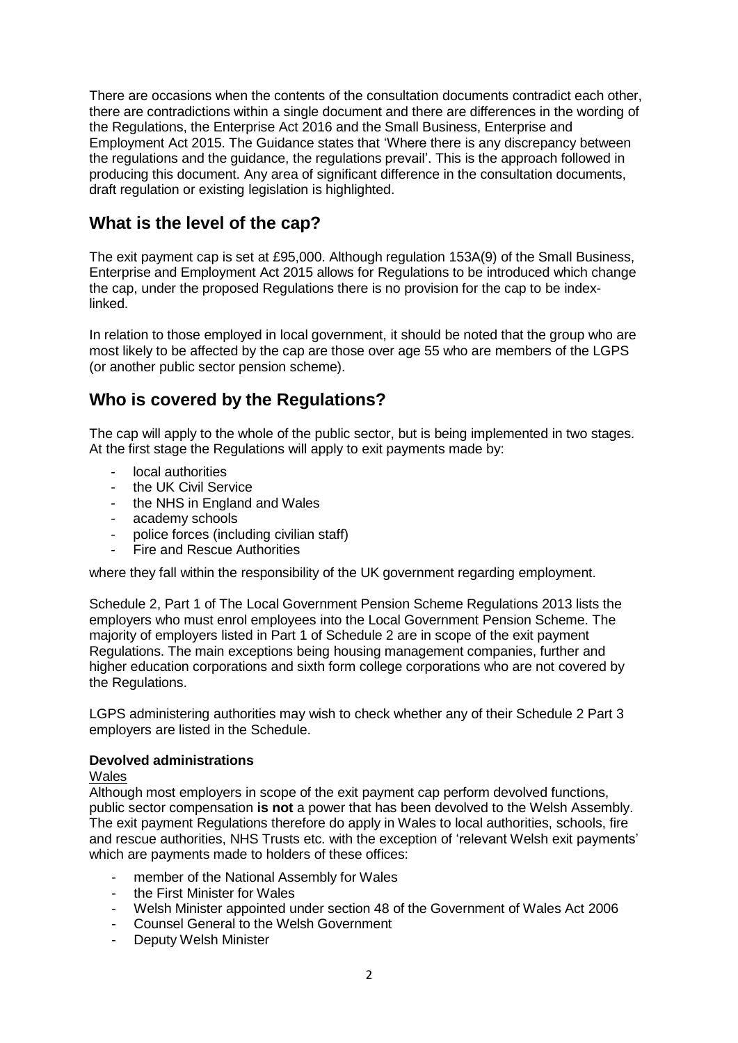There are occasions when the contents of the consultation documents contradict each other, there are contradictions within a single document and there are differences in the wording of the Regulations, the Enterprise Act 2016 and the Small Business, Enterprise and Employment Act 2015. The Guidance states that 'Where there is any discrepancy between the regulations and the guidance, the regulations prevail'. This is the approach followed in producing this document. Any area of significant difference in the consultation documents, draft regulation or existing legislation is highlighted.

## What is the level of the cap?

The exit payment cap is set at £95,000. Although regulation 153A(9) of the Small Business, Enterprise and Employment Act 2015 allows for Regulations to be introduced which change the cap, under the proposed Regulations there is no provision for the cap to be index-linked.

In relation to those employed in local government, it should be noted that the group who are most likely to be affected by the cap are those over age 55 who are members of the LGPS (or another public sector pension scheme).

## Who is covered by the Regulations?

The cap will apply to the whole of the public sector, but is being implemented in two stages. At the first stage the Regulations will apply to exit payments made by:

- local authorities
- the UK Civil Service
- the NHS in England and Wales
- academy schools
- police forces (including civilian staff)
- Fire and Rescue Authorities

where they fall within the responsibility of the UK government regarding employment.

Schedule 2, Part 1 of The Local Government Pension Scheme Regulations 2013 lists the employers who must enrol employees into the Local Government Pension Scheme. The majority of employers listed in Part 1 of Schedule 2 are in scope of the exit payment Regulations. The main exceptions being housing management companies, further and higher education corporations and sixth form college corporations who are not covered by the Regulations.

LGPS administering authorities may wish to check whether any of their Schedule 2 Part 3 employers are listed in the Schedule.

### Devolved administrations

Wales

Although most employers in scope of the exit payment cap perform devolved functions, public sector compensation **is not** a power that has been devolved to the Welsh Assembly. The exit payment Regulations therefore do apply in Wales to local authorities, schools, fire and rescue authorities, NHS Trusts etc. with the exception of 'relevant Welsh exit payments' which are payments made to holders of these offices:

- member of the National Assembly for Wales
- the First Minister for Wales
- Welsh Minister appointed under section 48 of the Government of Wales Act 2006
- Counsel General to the Welsh Government
- Deputy Welsh Minister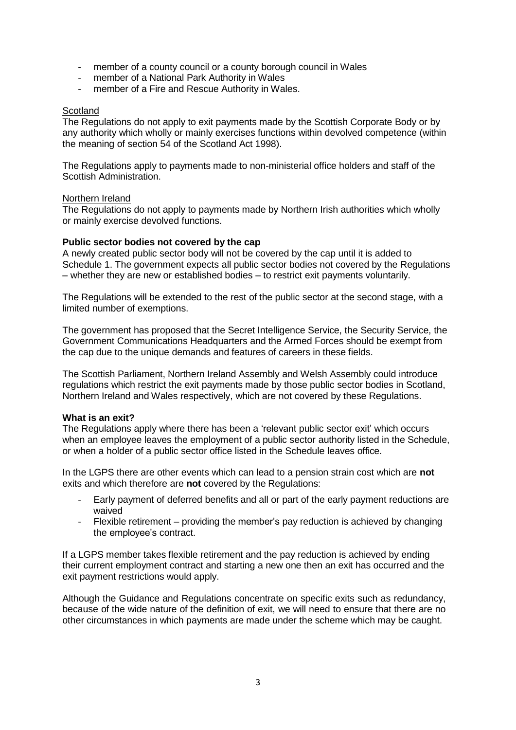- member of a county council or a county borough council in Wales
- member of a National Park Authority in Wales
- member of a Fire and Rescue Authority in Wales.

Scotland

The Regulations do not apply to exit payments made by the Scottish Corporate Body or by any authority which wholly or mainly exercises functions within devolved competence (within the meaning of section 54 of the Scotland Act 1998).

The Regulations apply to payments made to non-ministerial office holders and staff of the Scottish Administration.

Northern Ireland

The Regulations do not apply to payments made by Northern Irish authorities which wholly or mainly exercise devolved functions.

**Public sector bodies not covered by the cap**

A newly created public sector body will not be covered by the cap until it is added to Schedule 1. The government expects all public sector bodies not covered by the Regulations – whether they are new or established bodies – to restrict exit payments voluntarily.

The Regulations will be extended to the rest of the public sector at the second stage, with a limited number of exemptions.

The government has proposed that the Secret Intelligence Service, the Security Service, the Government Communications Headquarters and the Armed Forces should be exempt from the cap due to the unique demands and features of careers in these fields.

The Scottish Parliament, Northern Ireland Assembly and Welsh Assembly could introduce regulations which restrict the exit payments made by those public sector bodies in Scotland, Northern Ireland and Wales respectively, which are not covered by these Regulations.

**What is an exit?**

The Regulations apply where there has been a 'relevant public sector exit' which occurs when an employee leaves the employment of a public sector authority listed in the Schedule, or when a holder of a public sector office listed in the Schedule leaves office.

In the LGPS there are other events which can lead to a pension strain cost which are **not** exits and which therefore are **not** covered by the Regulations:

- Early payment of deferred benefits and all or part of the early payment reductions are waived
- Flexible retirement – providing the member's pay reduction is achieved by changing the employee's contract.

If a LGPS member takes flexible retirement and the pay reduction is achieved by ending their current employment contract and starting a new one then an exit has occurred and the exit payment restrictions would apply.

Although the Guidance and Regulations concentrate on specific exits such as redundancy, because of the wide nature of the definition of exit, we will need to ensure that there are no other circumstances in which payments are made under the scheme which may be caught.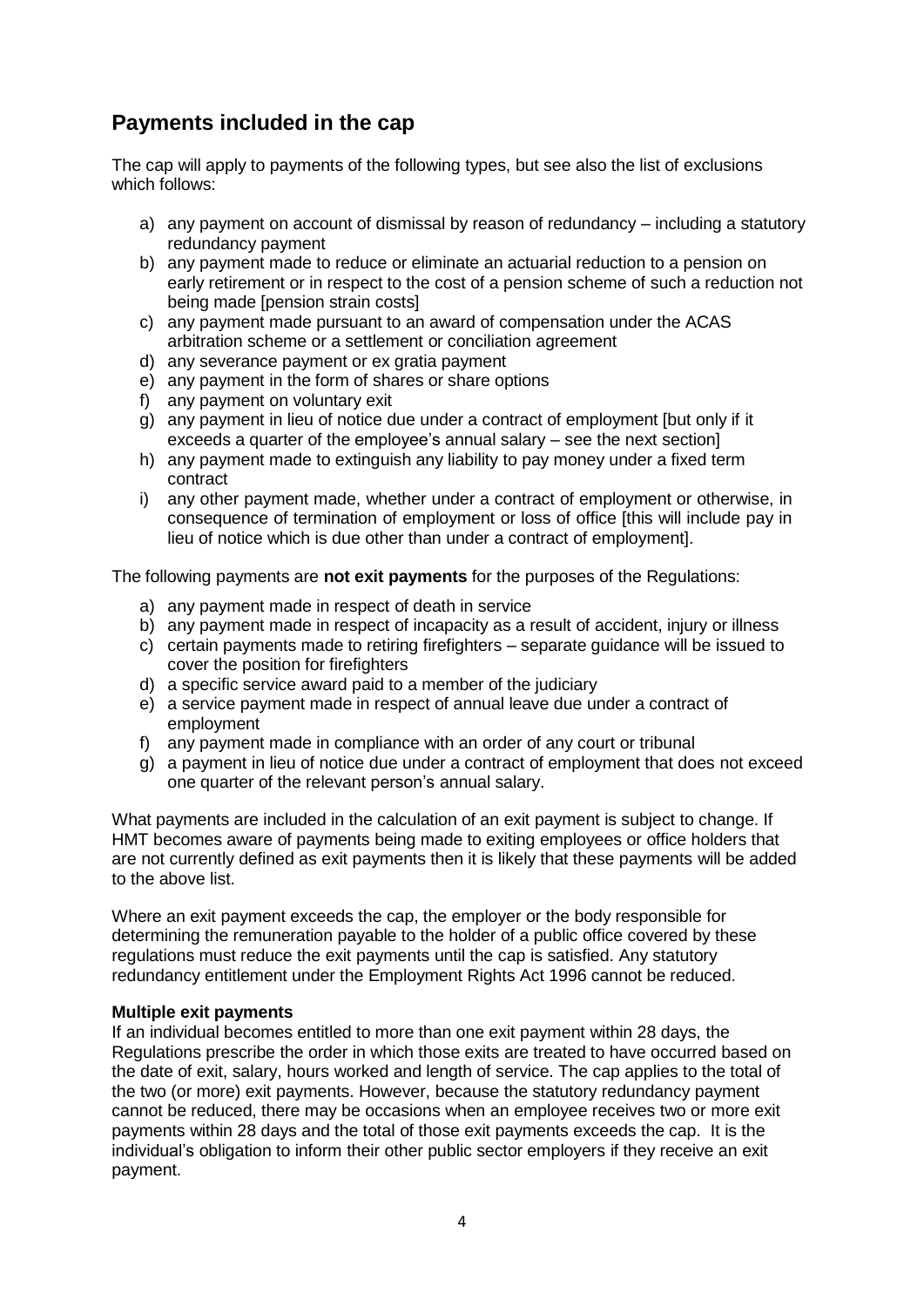## Payments included in the cap

The cap will apply to payments of the following types, but see also the list of exclusions which follows:

a) any payment on account of dismissal by reason of redundancy – including a statutory redundancy payment
b) any payment made to reduce or eliminate an actuarial reduction to a pension on early retirement or in respect to the cost of a pension scheme of such a reduction not being made [pension strain costs]
c) any payment made pursuant to an award of compensation under the ACAS arbitration scheme or a settlement or conciliation agreement
d) any severance payment or ex gratia payment
e) any payment in the form of shares or share options
f) any payment on voluntary exit
g) any payment in lieu of notice due under a contract of employment [but only if it exceeds a quarter of the employee's annual salary – see the next section]
h) any payment made to extinguish any liability to pay money under a fixed term contract
i) any other payment made, whether under a contract of employment or otherwise, in consequence of termination of employment or loss of office [this will include pay in lieu of notice which is due other than under a contract of employment].

The following payments are **not exit payments** for the purposes of the Regulations:

a) any payment made in respect of death in service
b) any payment made in respect of incapacity as a result of accident, injury or illness
c) certain payments made to retiring firefighters – separate guidance will be issued to cover the position for firefighters
d) a specific service award paid to a member of the judiciary
e) a service payment made in respect of annual leave due under a contract of employment
f) any payment made in compliance with an order of any court or tribunal
g) a payment in lieu of notice due under a contract of employment that does not exceed one quarter of the relevant person's annual salary.

What payments are included in the calculation of an exit payment is subject to change. If HMT becomes aware of payments being made to exiting employees or office holders that are not currently defined as exit payments then it is likely that these payments will be added to the above list.

Where an exit payment exceeds the cap, the employer or the body responsible for determining the remuneration payable to the holder of a public office covered by these regulations must reduce the exit payments until the cap is satisfied. Any statutory redundancy entitlement under the Employment Rights Act 1996 cannot be reduced.

**Multiple exit payments**

If an individual becomes entitled to more than one exit payment within 28 days, the Regulations prescribe the order in which those exits are treated to have occurred based on the date of exit, salary, hours worked and length of service. The cap applies to the total of the two (or more) exit payments. However, because the statutory redundancy payment cannot be reduced, there may be occasions when an employee receives two or more exit payments within 28 days and the total of those exit payments exceeds the cap. It is the individual's obligation to inform their other public sector employers if they receive an exit payment.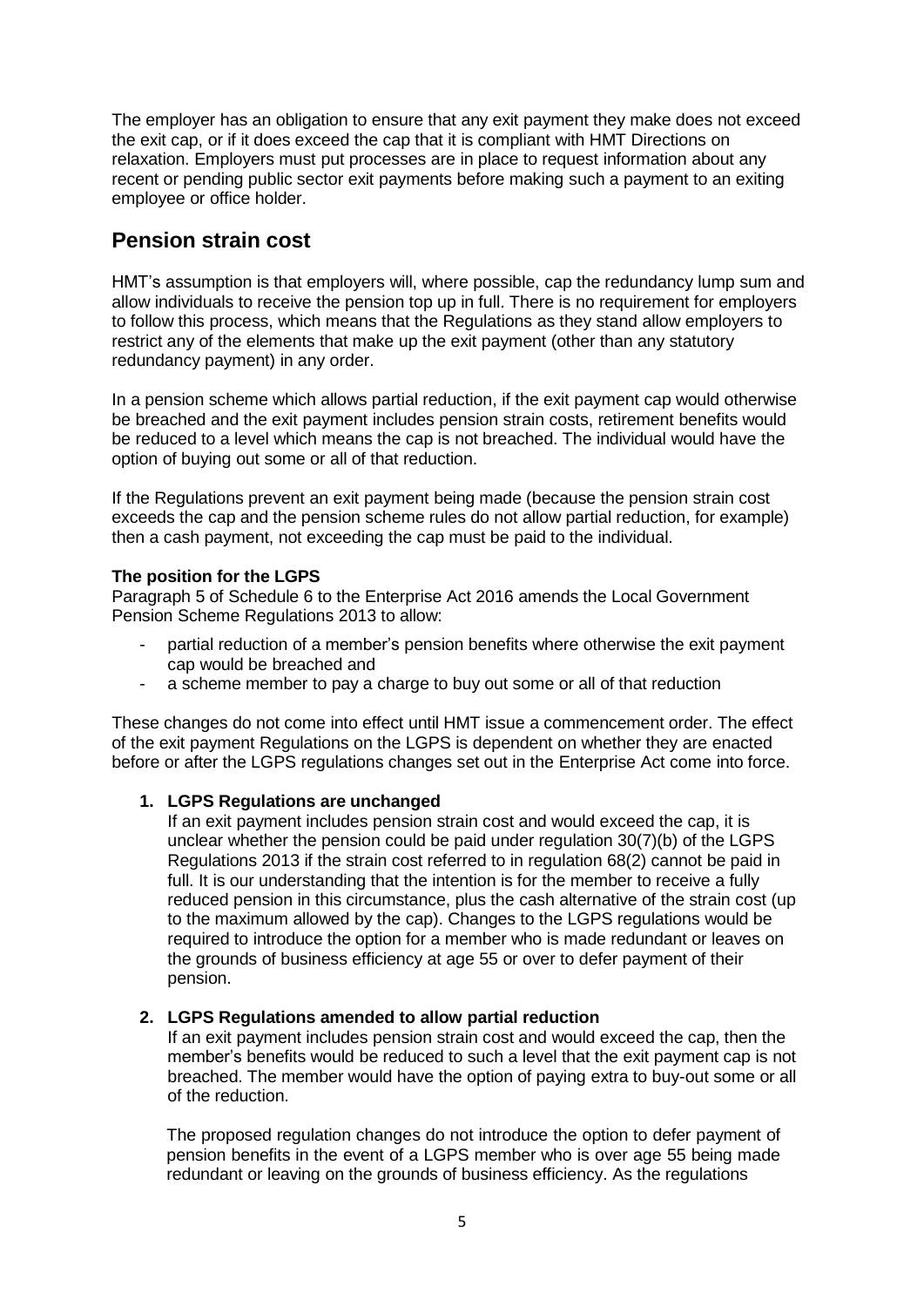The employer has an obligation to ensure that any exit payment they make does not exceed the exit cap, or if it does exceed the cap that it is compliant with HMT Directions on relaxation. Employers must put processes are in place to request information about any recent or pending public sector exit payments before making such a payment to an exiting employee or office holder.

## Pension strain cost

HMT's assumption is that employers will, where possible, cap the redundancy lump sum and allow individuals to receive the pension top up in full. There is no requirement for employers to follow this process, which means that the Regulations as they stand allow employers to restrict any of the elements that make up the exit payment (other than any statutory redundancy payment) in any order.

In a pension scheme which allows partial reduction, if the exit payment cap would otherwise be breached and the exit payment includes pension strain costs, retirement benefits would be reduced to a level which means the cap is not breached. The individual would have the option of buying out some or all of that reduction.

If the Regulations prevent an exit payment being made (because the pension strain cost exceeds the cap and the pension scheme rules do not allow partial reduction, for example) then a cash payment, not exceeding the cap must be paid to the individual.

**The position for the LGPS**

Paragraph 5 of Schedule 6 to the Enterprise Act 2016 amends the Local Government Pension Scheme Regulations 2013 to allow:

- partial reduction of a member's pension benefits where otherwise the exit payment cap would be breached and
- a scheme member to pay a charge to buy out some or all of that reduction

These changes do not come into effect until HMT issue a commencement order. The effect of the exit payment Regulations on the LGPS is dependent on whether they are enacted before or after the LGPS regulations changes set out in the Enterprise Act come into force.

1. **LGPS Regulations are unchanged**

   If an exit payment includes pension strain cost and would exceed the cap, it is unclear whether the pension could be paid under regulation 30(7)(b) of the LGPS Regulations 2013 if the strain cost referred to in regulation 68(2) cannot be paid in full. It is our understanding that the intention is for the member to receive a fully reduced pension in this circumstance, plus the cash alternative of the strain cost (up to the maximum allowed by the cap). Changes to the LGPS regulations would be required to introduce the option for a member who is made redundant or leaves on the grounds of business efficiency at age 55 or over to defer payment of their pension.

2. **LGPS Regulations amended to allow partial reduction**

   If an exit payment includes pension strain cost and would exceed the cap, then the member's benefits would be reduced to such a level that the exit payment cap is not breached. The member would have the option of paying extra to buy-out some or all of the reduction.

   The proposed regulation changes do not introduce the option to defer payment of pension benefits in the event of a LGPS member who is over age 55 being made redundant or leaving on the grounds of business efficiency. As the regulations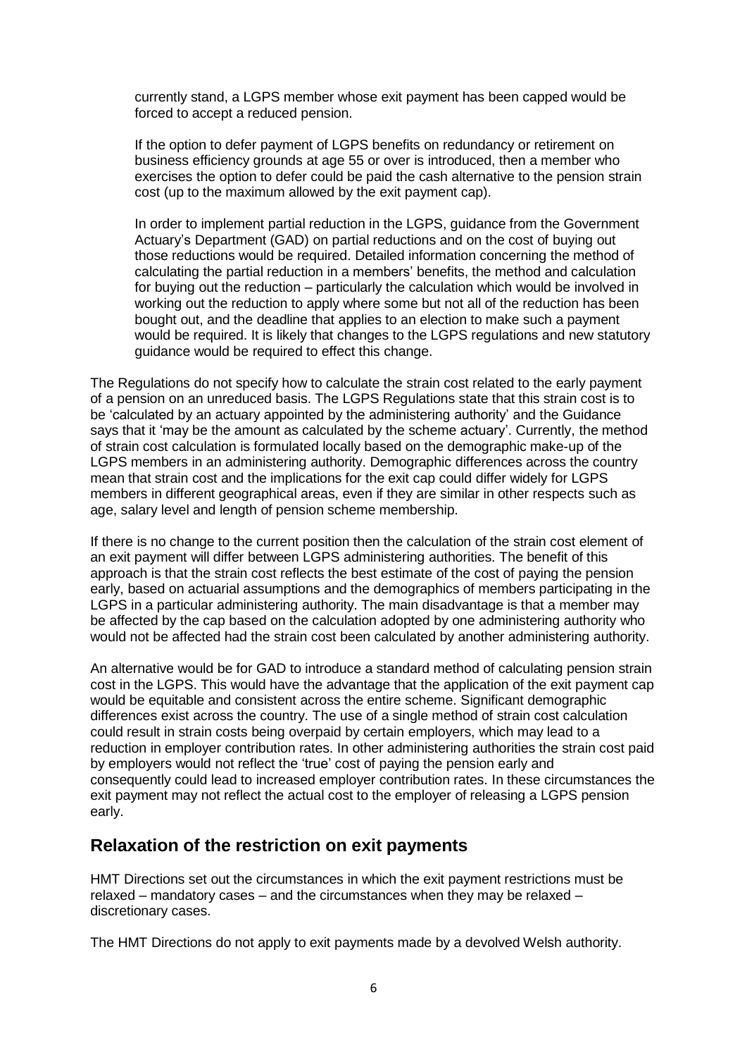currently stand, a LGPS member whose exit payment has been capped would be forced to accept a reduced pension.

If the option to defer payment of LGPS benefits on redundancy or retirement on business efficiency grounds at age 55 or over is introduced, then a member who exercises the option to defer could be paid the cash alternative to the pension strain cost (up to the maximum allowed by the exit payment cap).

In order to implement partial reduction in the LGPS, guidance from the Government Actuary's Department (GAD) on partial reductions and on the cost of buying out those reductions would be required. Detailed information concerning the method of calculating the partial reduction in a members' benefits, the method and calculation for buying out the reduction – particularly the calculation which would be involved in working out the reduction to apply where some but not all of the reduction has been bought out, and the deadline that applies to an election to make such a payment would be required. It is likely that changes to the LGPS regulations and new statutory guidance would be required to effect this change.

The Regulations do not specify how to calculate the strain cost related to the early payment of a pension on an unreduced basis. The LGPS Regulations state that this strain cost is to be 'calculated by an actuary appointed by the administering authority' and the Guidance says that it 'may be the amount as calculated by the scheme actuary'. Currently, the method of strain cost calculation is formulated locally based on the demographic make-up of the LGPS members in an administering authority. Demographic differences across the country mean that strain cost and the implications for the exit cap could differ widely for LGPS members in different geographical areas, even if they are similar in other respects such as age, salary level and length of pension scheme membership.

If there is no change to the current position then the calculation of the strain cost element of an exit payment will differ between LGPS administering authorities. The benefit of this approach is that the strain cost reflects the best estimate of the cost of paying the pension early, based on actuarial assumptions and the demographics of members participating in the LGPS in a particular administering authority. The main disadvantage is that a member may be affected by the cap based on the calculation adopted by one administering authority who would not be affected had the strain cost been calculated by another administering authority.

An alternative would be for GAD to introduce a standard method of calculating pension strain cost in the LGPS. This would have the advantage that the application of the exit payment cap would be equitable and consistent across the entire scheme. Significant demographic differences exist across the country. The use of a single method of strain cost calculation could result in strain costs being overpaid by certain employers, which may lead to a reduction in employer contribution rates. In other administering authorities the strain cost paid by employers would not reflect the 'true' cost of paying the pension early and consequently could lead to increased employer contribution rates. In these circumstances the exit payment may not reflect the actual cost to the employer of releasing a LGPS pension early.

## Relaxation of the restriction on exit payments

HMT Directions set out the circumstances in which the exit payment restrictions must be relaxed – mandatory cases – and the circumstances when they may be relaxed – discretionary cases.

The HMT Directions do not apply to exit payments made by a devolved Welsh authority.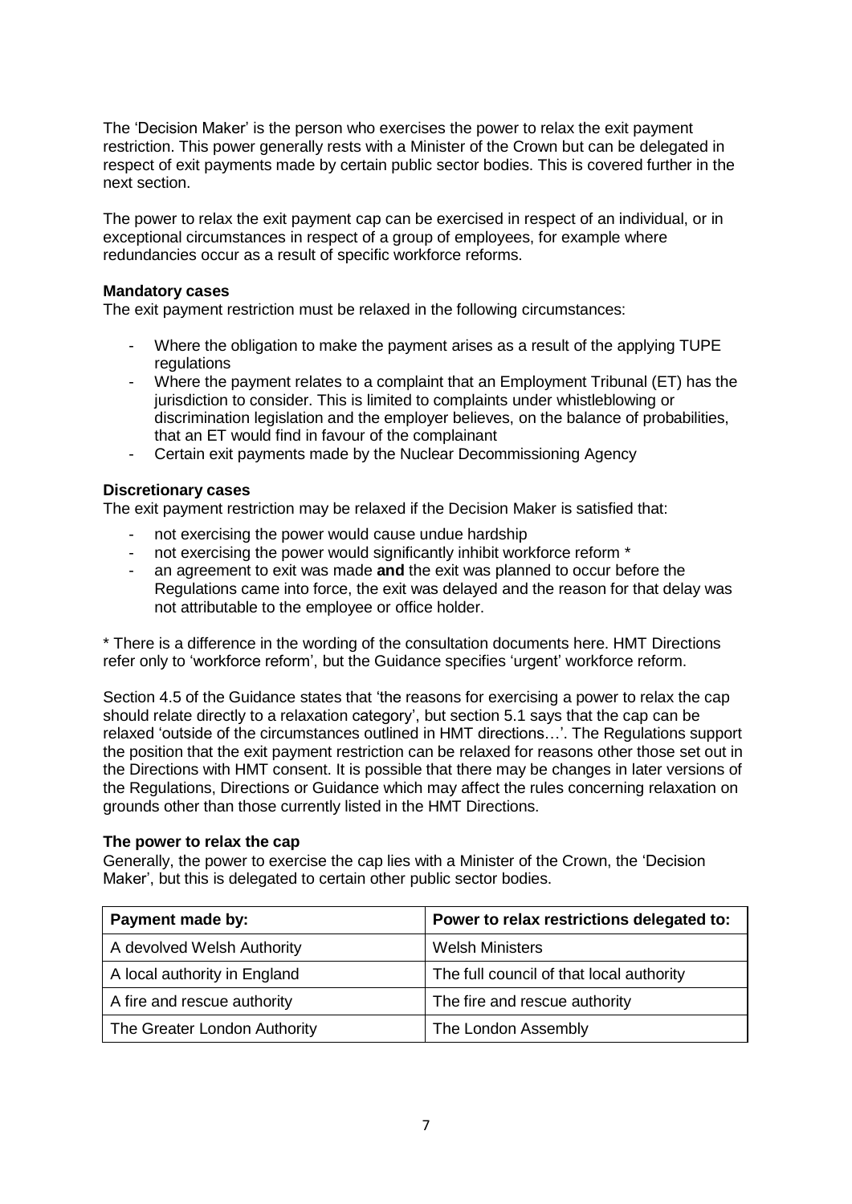The 'Decision Maker' is the person who exercises the power to relax the exit payment restriction. This power generally rests with a Minister of the Crown but can be delegated in respect of exit payments made by certain public sector bodies. This is covered further in the next section.

The power to relax the exit payment cap can be exercised in respect of an individual, or in exceptional circumstances in respect of a group of employees, for example where redundancies occur as a result of specific workforce reforms.

**Mandatory cases**

The exit payment restriction must be relaxed in the following circumstances:

- Where the obligation to make the payment arises as a result of the applying TUPE regulations
- Where the payment relates to a complaint that an Employment Tribunal (ET) has the jurisdiction to consider. This is limited to complaints under whistleblowing or discrimination legislation and the employer believes, on the balance of probabilities, that an ET would find in favour of the complainant
- Certain exit payments made by the Nuclear Decommissioning Agency

**Discretionary cases**

The exit payment restriction may be relaxed if the Decision Maker is satisfied that:

- not exercising the power would cause undue hardship
- not exercising the power would significantly inhibit workforce reform *
- an agreement to exit was made **and** the exit was planned to occur before the Regulations came into force, the exit was delayed and the reason for that delay was not attributable to the employee or office holder.

* There is a difference in the wording of the consultation documents here. HMT Directions refer only to 'workforce reform', but the Guidance specifies 'urgent' workforce reform.

Section 4.5 of the Guidance states that 'the reasons for exercising a power to relax the cap should relate directly to a relaxation category', but section 5.1 says that the cap can be relaxed 'outside of the circumstances outlined in HMT directions…'. The Regulations support the position that the exit payment restriction can be relaxed for reasons other those set out in the Directions with HMT consent. It is possible that there may be changes in later versions of the Regulations, Directions or Guidance which may affect the rules concerning relaxation on grounds other than those currently listed in the HMT Directions.

**The power to relax the cap**

Generally, the power to exercise the cap lies with a Minister of the Crown, the 'Decision Maker', but this is delegated to certain other public sector bodies.

| Payment made by: | Power to relax restrictions delegated to: |
|---|---|
| A devolved Welsh Authority | Welsh Ministers |
| A local authority in England | The full council of that local authority |
| A fire and rescue authority | The fire and rescue authority |
| The Greater London Authority | The London Assembly |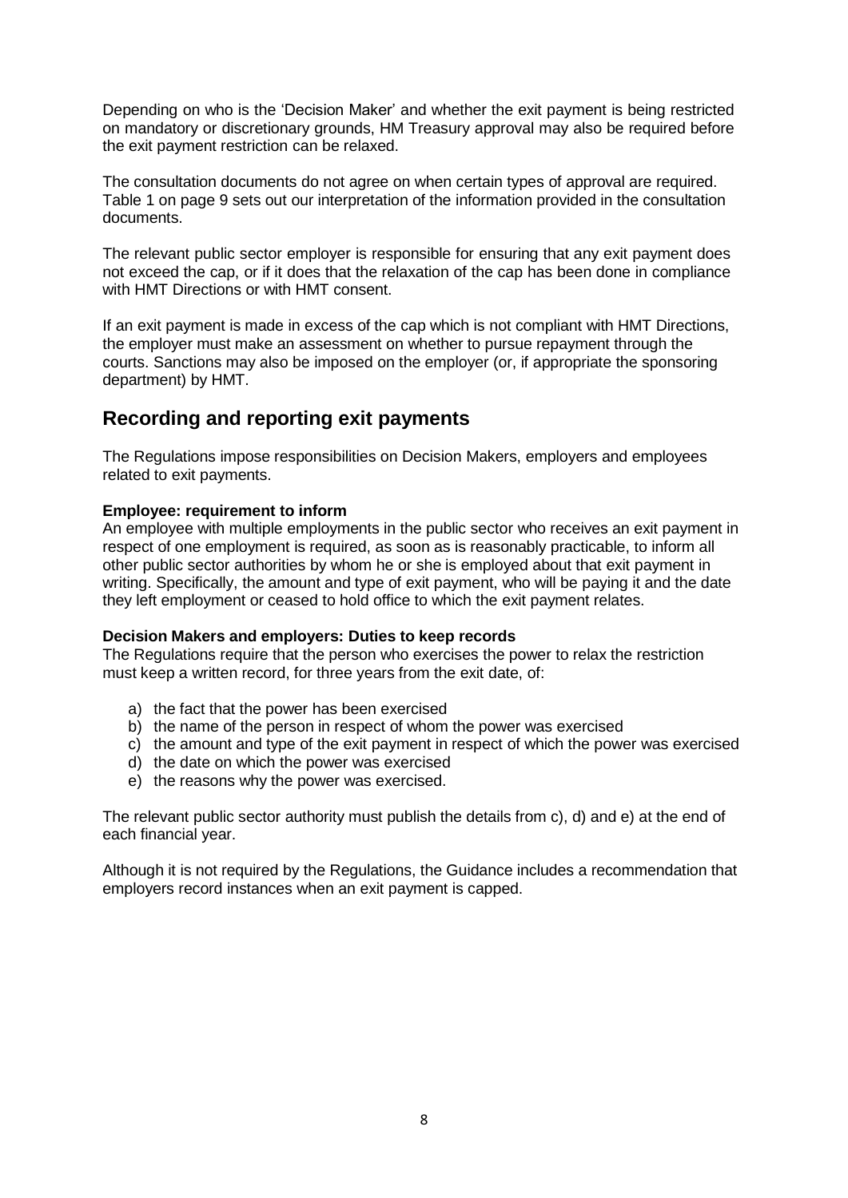Depending on who is the 'Decision Maker' and whether the exit payment is being restricted on mandatory or discretionary grounds, HM Treasury approval may also be required before the exit payment restriction can be relaxed.

The consultation documents do not agree on when certain types of approval are required. Table 1 on page 9 sets out our interpretation of the information provided in the consultation documents.

The relevant public sector employer is responsible for ensuring that any exit payment does not exceed the cap, or if it does that the relaxation of the cap has been done in compliance with HMT Directions or with HMT consent.

If an exit payment is made in excess of the cap which is not compliant with HMT Directions, the employer must make an assessment on whether to pursue repayment through the courts. Sanctions may also be imposed on the employer (or, if appropriate the sponsoring department) by HMT.

## Recording and reporting exit payments

The Regulations impose responsibilities on Decision Makers, employers and employees related to exit payments.

**Employee: requirement to inform**
An employee with multiple employments in the public sector who receives an exit payment in respect of one employment is required, as soon as is reasonably practicable, to inform all other public sector authorities by whom he or she is employed about that exit payment in writing. Specifically, the amount and type of exit payment, who will be paying it and the date they left employment or ceased to hold office to which the exit payment relates.

**Decision Makers and employers: Duties to keep records**
The Regulations require that the person who exercises the power to relax the restriction must keep a written record, for three years from the exit date, of:

a) the fact that the power has been exercised
b) the name of the person in respect of whom the power was exercised
c) the amount and type of the exit payment in respect of which the power was exercised
d) the date on which the power was exercised
e) the reasons why the power was exercised.

The relevant public sector authority must publish the details from c), d) and e) at the end of each financial year.

Although it is not required by the Regulations, the Guidance includes a recommendation that employers record instances when an exit payment is capped.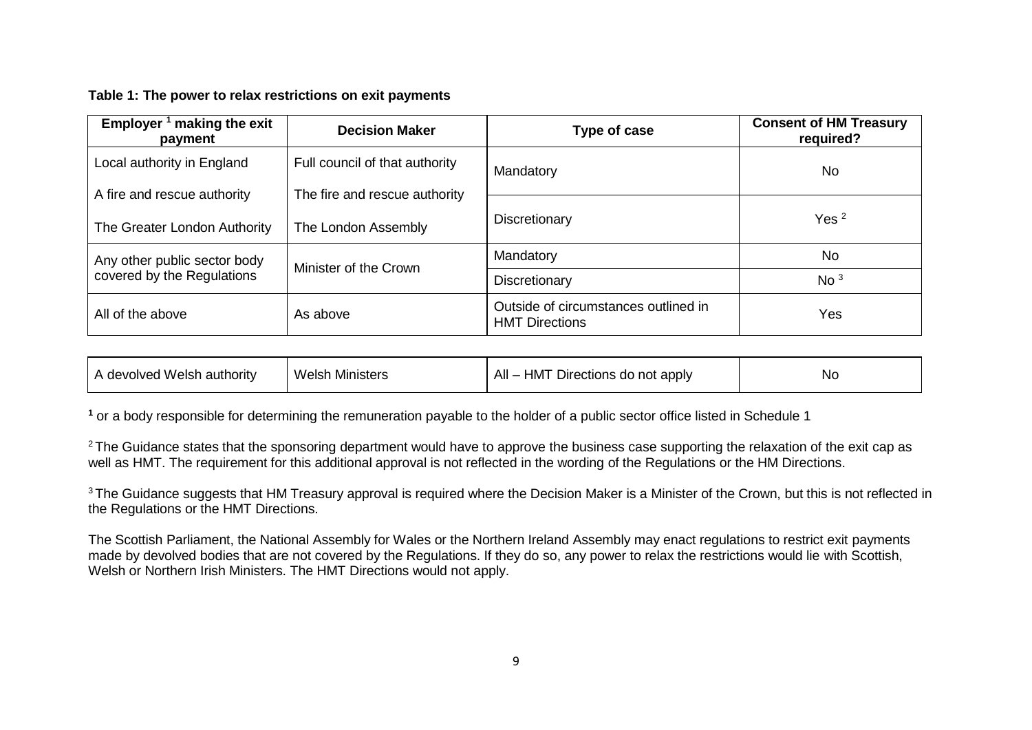**Table 1: The power to relax restrictions on exit payments**

| Employer [1] making the exit payment | Decision Maker | Type of case | Consent of HM Treasury required? |
|---|---|---|---|
| Local authority in England<br><br>A fire and rescue authority<br><br>The Greater London Authority | Full council of that authority<br><br>The fire and rescue authority<br><br>The London Assembly | Mandatory | No |
| | | Discretionary | Yes [2] |
| Any other public sector body covered by the Regulations | Minister of the Crown | Mandatory | No |
| | | Discretionary | No [3] |
| All of the above | As above | Outside of circumstances outlined in HMT Directions | Yes |
| A devolved Welsh authority | Welsh Ministers | All – HMT Directions do not apply | No |

[1] or a body responsible for determining the remuneration payable to the holder of a public sector office listed in Schedule 1

[2] The Guidance states that the sponsoring department would have to approve the business case supporting the relaxation of the exit cap as well as HMT. The requirement for this additional approval is not reflected in the wording of the Regulations or the HM Directions.

[3] The Guidance suggests that HM Treasury approval is required where the Decision Maker is a Minister of the Crown, but this is not reflected in the Regulations or the HMT Directions.

The Scottish Parliament, the National Assembly for Wales or the Northern Ireland Assembly may enact regulations to restrict exit payments made by devolved bodies that are not covered by the Regulations. If they do so, any power to relax the restrictions would lie with Scottish, Welsh or Northern Irish Ministers. The HMT Directions would not apply.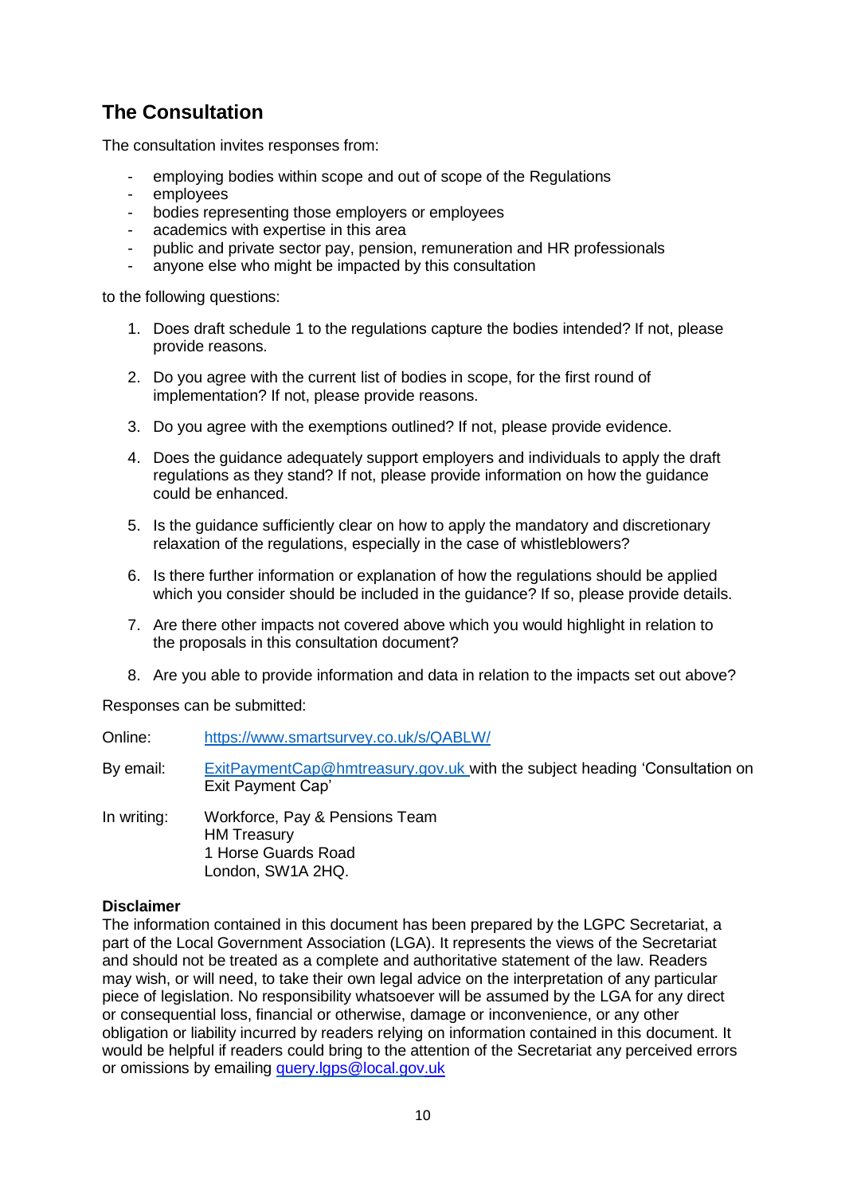## The Consultation

The consultation invites responses from:

- employing bodies within scope and out of scope of the Regulations
- employees
- bodies representing those employers or employees
- academics with expertise in this area
- public and private sector pay, pension, remuneration and HR professionals
- anyone else who might be impacted by this consultation

to the following questions:

1. Does draft schedule 1 to the regulations capture the bodies intended? If not, please provide reasons.
2. Do you agree with the current list of bodies in scope, for the first round of implementation? If not, please provide reasons.
3. Do you agree with the exemptions outlined? If not, please provide evidence.
4. Does the guidance adequately support employers and individuals to apply the draft regulations as they stand? If not, please provide information on how the guidance could be enhanced.
5. Is the guidance sufficiently clear on how to apply the mandatory and discretionary relaxation of the regulations, especially in the case of whistleblowers?
6. Is there further information or explanation of how the regulations should be applied which you consider should be included in the guidance? If so, please provide details.
7. Are there other impacts not covered above which you would highlight in relation to the proposals in this consultation document?
8. Are you able to provide information and data in relation to the impacts set out above?

Responses can be submitted:

Online: https://www.smartsurvey.co.uk/s/QABLW/

By email: ExitPaymentCap@hmtreasury.gov.uk with the subject heading 'Consultation on Exit Payment Cap'

In writing: Workforce, Pay & Pensions Team
HM Treasury
1 Horse Guards Road
London, SW1A 2HQ.

**Disclaimer**

The information contained in this document has been prepared by the LGPC Secretariat, a part of the Local Government Association (LGA). It represents the views of the Secretariat and should not be treated as a complete and authoritative statement of the law. Readers may wish, or will need, to take their own legal advice on the interpretation of any particular piece of legislation. No responsibility whatsoever will be assumed by the LGA for any direct or consequential loss, financial or otherwise, damage or inconvenience, or any other obligation or liability incurred by readers relying on information contained in this document. It would be helpful if readers could bring to the attention of the Secretariat any perceived errors or omissions by emailing query.lgps@local.gov.uk